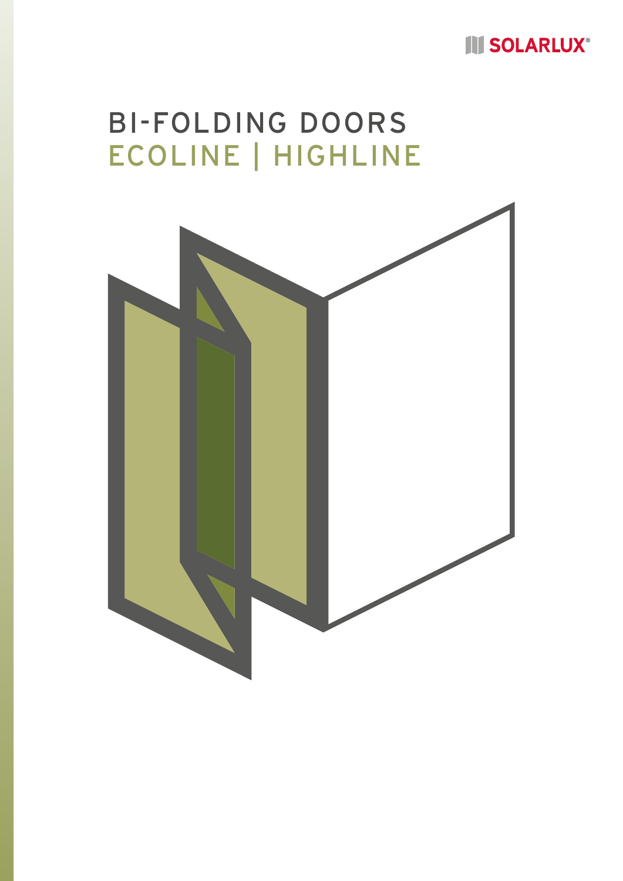SOLARLUX®

# BI-FOLDING DOORS
## ECOLINE | HIGHLINE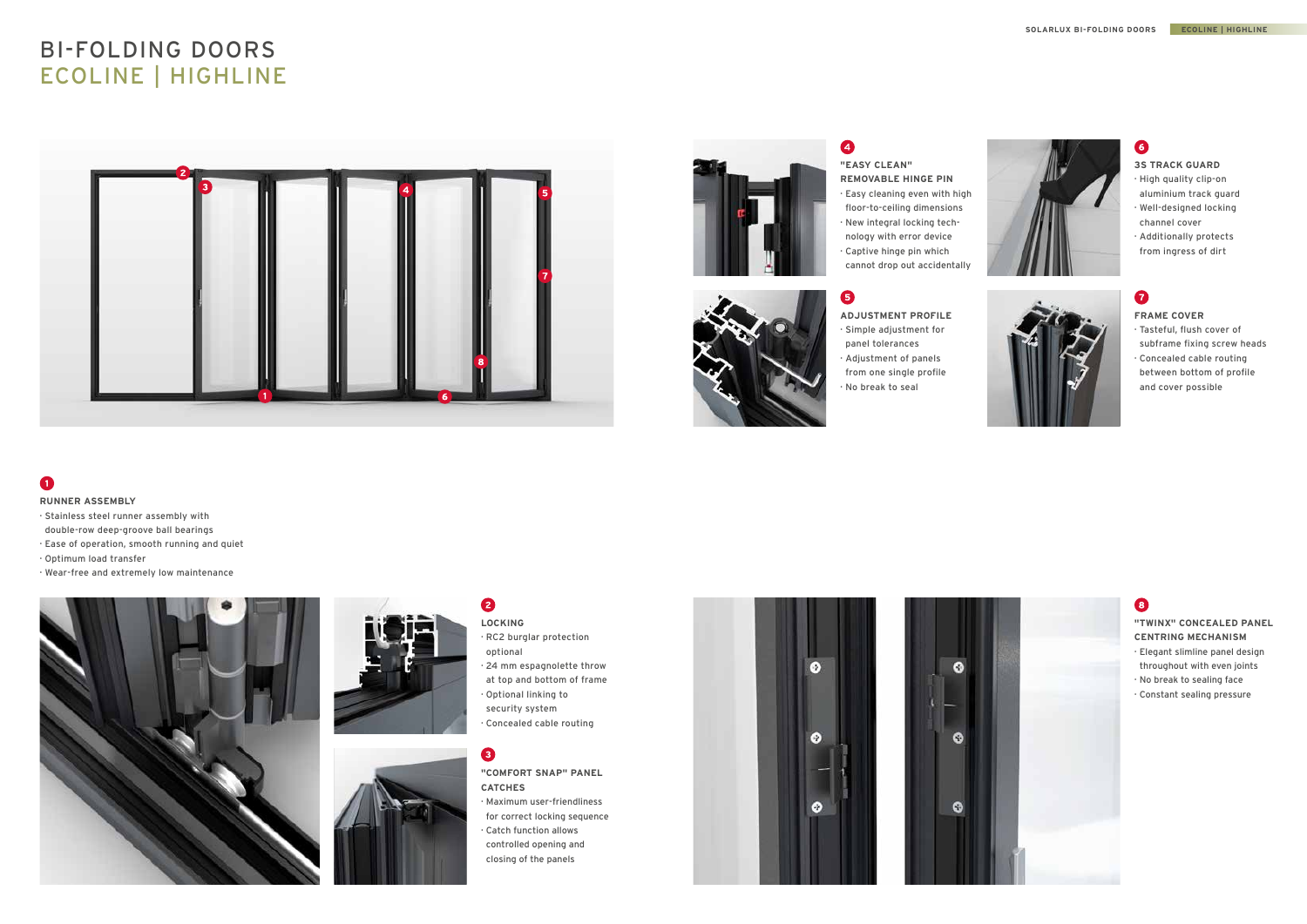# BI-FOLDING DOORS
## ECOLINE | HIGHLINE

### 1 RUNNER ASSEMBLY

- Stainless steel runner assembly with double-row deep-groove ball bearings
- Ease of operation, smooth running and quiet
- Optimum load transfer
- Wear-free and extremely low maintenance

### 2 LOCKING

- RC2 burglar protection optional
- 24 mm espagnolette throw at top and bottom of frame
- Optional linking to security system
- Concealed cable routing

### 3 "COMFORT SNAP" PANEL CATCHES

- Maximum user-friendliness for correct locking sequence
- Catch function allows controlled opening and closing of the panels

### 4 "EASY CLEAN" REMOVABLE HINGE PIN

- Easy cleaning even with high floor-to-ceiling dimensions
- New integral locking technology with error device
- Captive hinge pin which cannot drop out accidentally

### 5 ADJUSTMENT PROFILE

- Simple adjustment for panel tolerances
- Adjustment of panels from one single profile
- No break to seal

### 6 3S TRACK GUARD

- High quality clip-on aluminium track guard
- Well-designed locking channel cover
- Additionally protects from ingress of dirt

### 7 FRAME COVER

- Tasteful, flush cover of subframe fixing screw heads
- Concealed cable routing between bottom of profile and cover possible

### 8 "TWINX" CONCEALED PANEL CENTRING MECHANISM

- Elegant slimline panel design throughout with even joints
- No break to sealing face
- Constant sealing pressure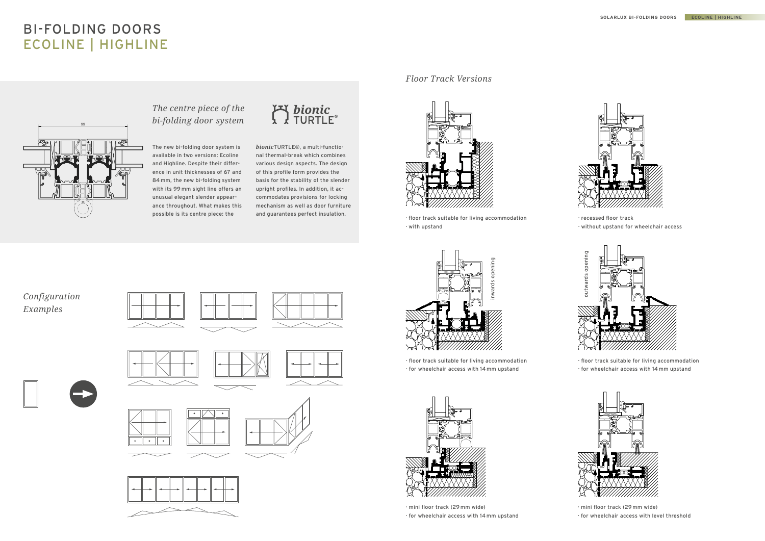# BI-FOLDING DOORS
# ECOLINE | HIGHLINE

## *The centre piece of the bi-folding door system*

**bionic** TURTLE®

The new bi-folding door system is available in two versions: Ecoline and Highline. Despite their difference in unit thicknesses of 67 and 84 mm, the new bi-folding system with its 99 mm sight line offers an unusual elegant slender appearance throughout. What makes this possible is its centre piece: the

*bionic*TURTLE®, a multi-functional thermal-break which combines various design aspects. The design of this profile form provides the basis for the stability of the slender upright profiles. In addition, it accommodates provisions for locking mechanism as well as door furniture and guarantees perfect insulation.

## *Configuration Examples*

## *Floor Track Versions*

- floor track suitable for living accommodation
- with upstand

- recessed floor track
- without upstand for wheelchair access

inwards opening

- floor track suitable for living accommodation
- for wheelchair access with 14 mm upstand

outwards opening

- floor track suitable for living accommodation
- for wheelchair access with 14 mm upstand

- mini floor track (29 mm wide)
- for wheelchair access with 14 mm upstand

- mini floor track (29 mm wide)
- for wheelchair access with level threshold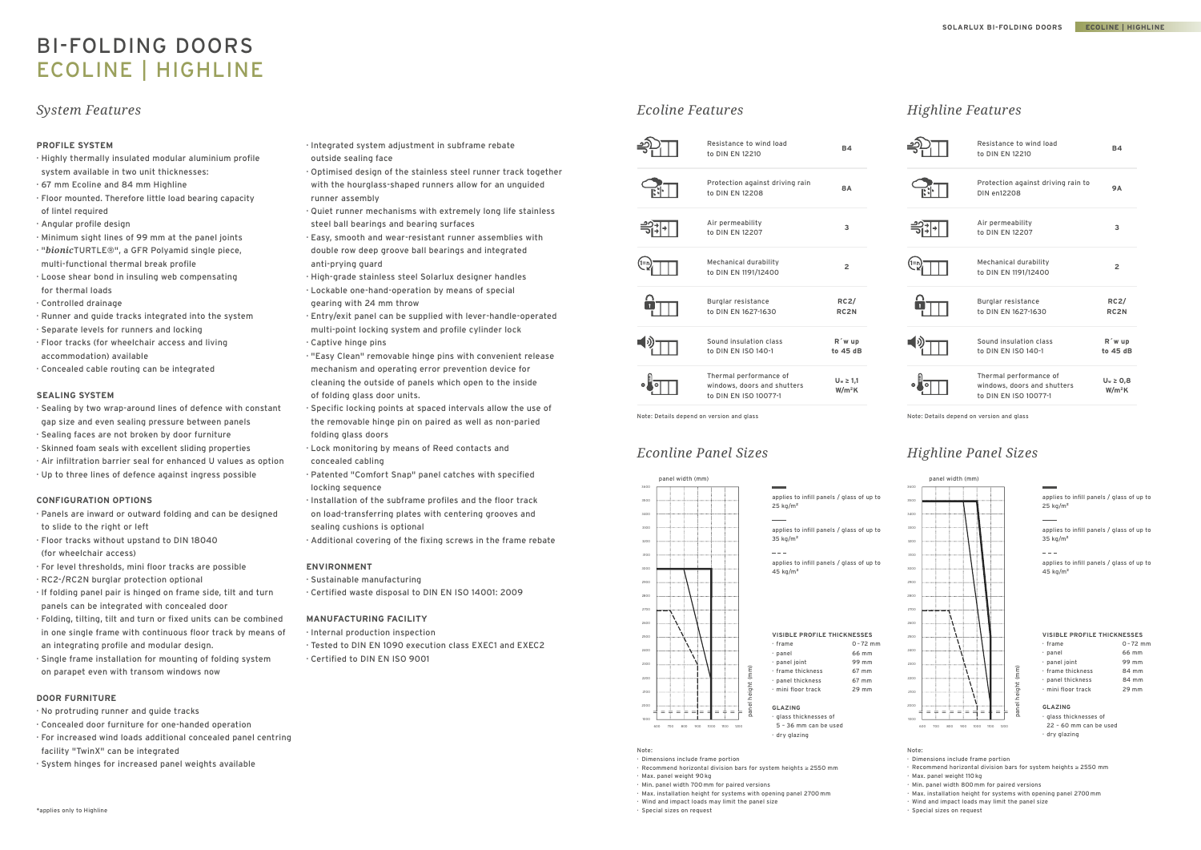// BI-FOLDING DOORS
# BI-FOLDING DOORS ECOLINE | HIGHLINE

## System Features

### PROFILE SYSTEM

- Highly thermally insulated modular aluminium profile system available in two unit thicknesses:
- 67 mm Ecoline and 84 mm Highline
- Floor mounted. Therefore little load bearing capacity of lintel required
- Angular profile design
- Minimum sight lines of 99 mm at the panel joints
- "*bionic*TURTLE®", a GFR Polyamid single piece, multi-functional thermal break profile
- Loose shear bond in insulating web compensating for thermal loads
- Controlled drainage
- Runner and guide tracks integrated into the system
- Separate levels for runners and locking
- Floor tracks (for wheelchair access and living accommodation) available
- Concealed cable routing can be integrated

### SEALING SYSTEM

- Sealing by two wrap-around lines of defence with constant gap size and even sealing pressure between panels
- Sealing faces are not broken by door furniture
- Skinned foam seals with excellent sliding properties
- Air infiltration barrier seal for enhanced U values as option
- Up to three lines of defence against ingress possible

### CONFIGURATION OPTIONS

- Panels are inward or outward folding and can be designed to slide to the right or left
- Floor tracks without upstand to DIN 18040 (for wheelchair access)
- For level thresholds, mini floor tracks are possible
- RC2-/RC2N burglar protection optional
- If folding panel pair is hinged on frame side, tilt and turn panels can be integrated with concealed door
- Folding, tilting, tilt and turn or fixed units can be combined in one single frame with continuous floor track by means of an integrating profile and modular design.
- Single frame installation for mounting of folding system on parapet even with transom windows now

### DOOR FURNITURE

- No protruding runner and guide tracks
- Concealed door furniture for one-handed operation
- For increased wind loads additional concealed panel centring facility "TwinX" can be integrated
- System hinges for increased panel weights available
- Integrated system adjustment in subframe rebate outside sealing face
- Optimised design of the stainless steel runner track together with the hourglass-shaped runners allow for an unguided runner assembly
- Quiet runner mechanisms with extremely long life stainless steel ball bearings and bearing surfaces
- Easy, smooth and wear-resistant runner assemblies with double row deep groove ball bearings and integrated anti-prying guard
- High-grade stainless steel Solarlux designer handles
- Lockable one-hand-operation by means of special gearing with 24 mm throw
- Entry/exit panel can be supplied with lever-handle-operated multi-point locking system and profile cylinder lock
- Captive hinge pins
- "Easy Clean" removable hinge pins with convenient release mechanism and operating error prevention device for cleaning the outside of panels which open to the inside of folding glass door units.
- Specific locking points at spaced intervals allow the use of the removable hinge pin on paired as well as non-paried folding glass doors
- Lock monitoring by means of Reed contacts and concealed cabling
- Patented "Comfort Snap" panel catches with specified locking sequence
- Installation of the subframe profiles and the floor track on load-transferring plates with centering grooves and sealing cushions is optional
- Additional covering of the fixing screws in the frame rebate

### ENVIRONMENT

- Sustainable manufacturing
- Certified waste disposal to DIN EN ISO 14001: 2009

### MANUFACTURING FACILITY

- Internal production inspection
- Tested to DIN EN 1090 execution class EXEC1 and EXEC2
- Certified to DIN EN ISO 9001

*applies only to Highline

## Ecoline Features

| Feature | Class |
|---|---|
| Resistance to wind load to DIN EN 12210 | B4 |
| Protection against driving rain to DIN EN 12208 | 8A |
| Air permeability to DIN EN 12207 | 3 |
| Mechanical durability to DIN EN 1191/12400 | 2 |
| Burglar resistance to DIN EN 1627-1630 | RC2/ RC2N |
| Sound insulation class to DIN EN ISO 140-1 | R´w up to 45 dB |
| Thermal performance of windows, doors and shutters to DIN EN ISO 10077-1 | $U_w \geq 1,1$ W/m²K |

Note: Details depend on version and glass

## Econline Panel Sizes

- ▬ (thick line) applies to infill panels / glass of up to 25 kg/m²
- ― (thin line) applies to infill panels / glass of up to 35 kg/m²
- - - (dashed line) applies to infill panels / glass of up to 45 kg/m²

Chart axes: panel width (mm) 600–1200; panel height (mm) 1900–3600

**VISIBLE PROFILE THICKNESSES**

| | |
|---|---|
| frame | 0 – 72 mm |
| panel | 66 mm |
| panel joint | 99 mm |
| frame thickness | 67 mm |
| panel thickness | 67 mm |
| mini floor track | 29 mm |

**GLAZING**

- glass thicknesses of 5 – 36 mm can be used
- dry glazing

Note:
- Dimensions include frame portion
- Recommend horizontal division bars for system heights ≥ 2550 mm
- Max. panel weight 90 kg
- Min. panel width 700 mm for paired versions
- Max. installation height for systems with opening panel 2700 mm
- Wind and impact loads may limit the panel size
- Special sizes on request

## Highline Features

| Feature | Class |
|---|---|
| Resistance to wind load to DIN EN 12210 | B4 |
| Protection against driving rain to DIN en12208 | 9A |
| Air permeability to DIN EN 12207 | 3 |
| Mechanical durability to DIN EN 1191/12400 | 2 |
| Burglar resistance to DIN EN 1627-1630 | RC2/ RC2N |
| Sound insulation class to DIN EN ISO 140-1 | R´w up to 45 dB |
| Thermal performance of windows, doors and shutters to DIN EN ISO 10077-1 | $U_w \geq 0,8$ W/m²K |

Note: Details depend on version and glass

## Highline Panel Sizes

- ▬ (thick line) applies to infill panels / glass of up to 25 kg/m²
- ― (thin line) applies to infill panels / glass of up to 35 kg/m²
- - - (dashed line) applies to infill panels / glass of up to 45 kg/m²

Chart axes: panel width (mm) 600–1200; panel height (mm) 1900–3600

**VISIBLE PROFILE THICKNESSES**

| | |
|---|---|
| frame | 0 – 72 mm |
| panel | 66 mm |
| panel joint | 99 mm |
| frame thickness | 84 mm |
| panel thickness | 84 mm |
| mini floor track | 29 mm |

**GLAZING**

- glass thicknesses of 22 – 60 mm can be used
- dry glazing

Note:
- Dimensions include frame portion
- Recommend horizontal division bars for system heights ≥ 2550 mm
- Max. panel weight 110 kg
- Min. panel width 800 mm for paired versions
- Max. installation height for systems with opening panel 2700 mm
- Wind and impact loads may limit the panel size
- Special sizes on request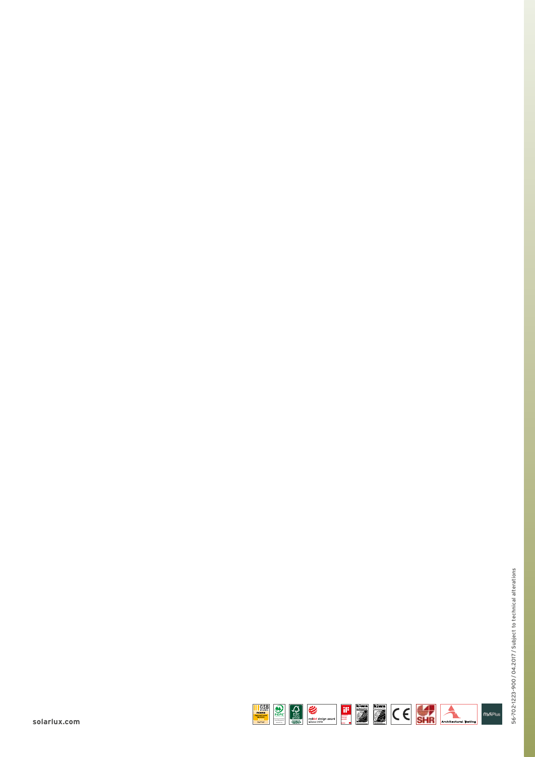solarlux.com

56-702-1223-900 / 04.2017 / Subject to technical alterations